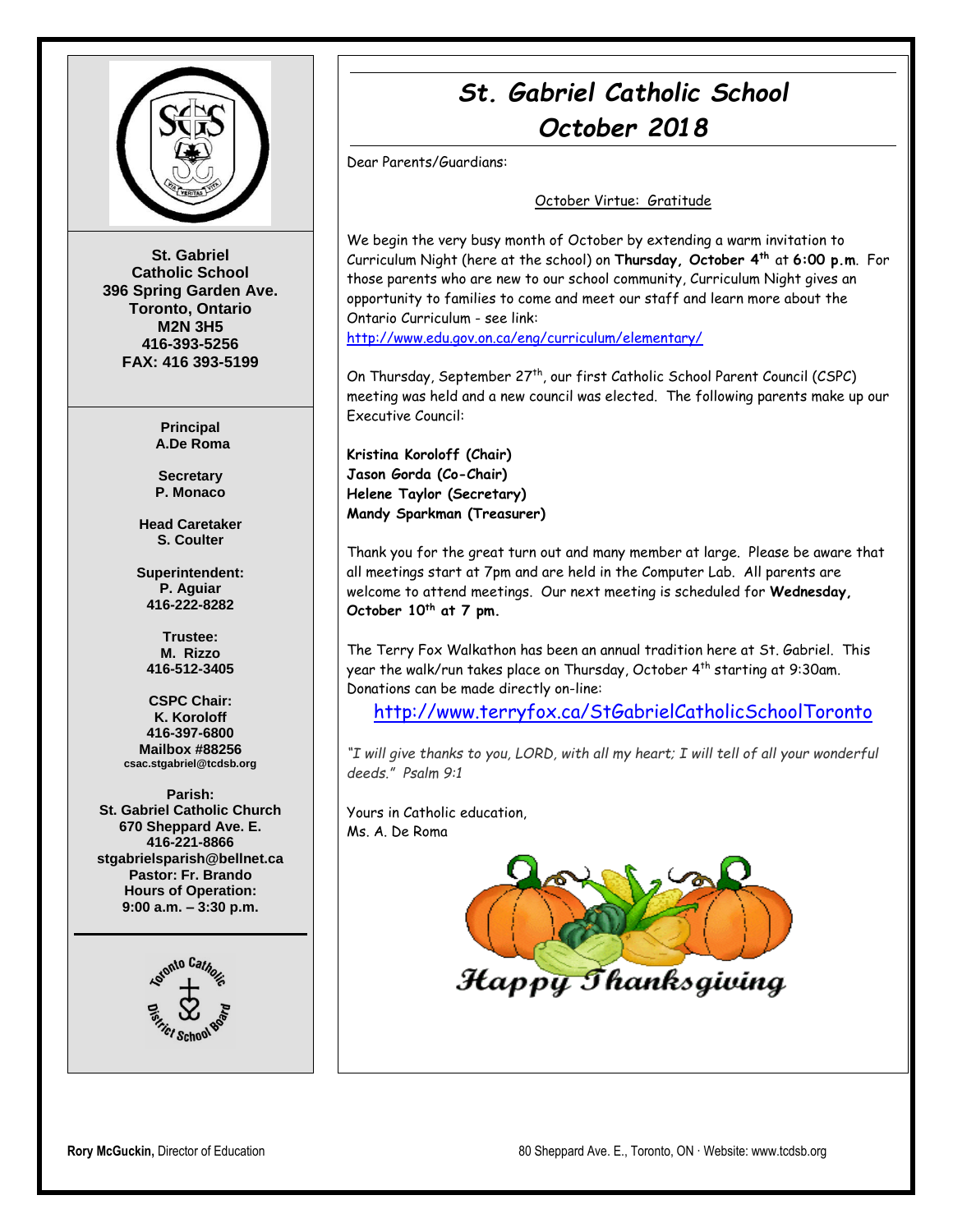St. Gabriel Catholic School
396 Spring Garden Ave.
Toronto, Ontario
M2N 3H5
416-393-5256
FAX: 416 393-5199

**Principal**
A.De Roma

**Secretary**
P. Monaco

**Head Caretaker**
S. Coulter

**Superintendent:**
P. Aguiar
416-222-8282

**Trustee:**
M. Rizzo
416-512-3405

**CSPC Chair:**
K. Koroloff
416-397-6800
Mailbox #88256
csac.stgabriel@tcdsb.org

**Parish:**
St. Gabriel Catholic Church
670 Sheppard Ave. E.
416-221-8866
stgabrielsparish@bellnet.ca
Pastor: Fr. Brando
Hours of Operation:
9:00 a.m. – 3:30 p.m.

# St. Gabriel Catholic School
# October 2018

Dear Parents/Guardians:

October Virtue: Gratitude

We begin the very busy month of October by extending a warm invitation to Curriculum Night (here at the school) on **Thursday, October 4th** at **6:00 p.m**. For those parents who are new to our school community, Curriculum Night gives an opportunity to families to come and meet our staff and learn more about the Ontario Curriculum - see link:
http://www.edu.gov.on.ca/eng/curriculum/elementary/

On Thursday, September 27th, our first Catholic School Parent Council (CSPC) meeting was held and a new council was elected. The following parents make up our Executive Council:

**Kristina Koroloff (Chair)**
**Jason Gorda (Co-Chair)**
**Helene Taylor (Secretary)**
**Mandy Sparkman (Treasurer)**

Thank you for the great turn out and many member at large. Please be aware that all meetings start at 7pm and are held in the Computer Lab. All parents are welcome to attend meetings. Our next meeting is scheduled for **Wednesday, October 10th at 7 pm.**

The Terry Fox Walkathon has been an annual tradition here at St. Gabriel. This year the walk/run takes place on Thursday, October 4th starting at 9:30am. Donations can be made directly on-line:

http://www.terryfox.ca/StGabrielCatholicSchoolToronto

*"I will give thanks to you, LORD, with all my heart; I will tell of all your wonderful deeds." Psalm 9:1*

Yours in Catholic education,
Ms. A. De Roma

Happy Thanksgiving

**Rory McGuckin,** Director of Education

80 Sheppard Ave. E., Toronto, ON · Website: www.tcdsb.org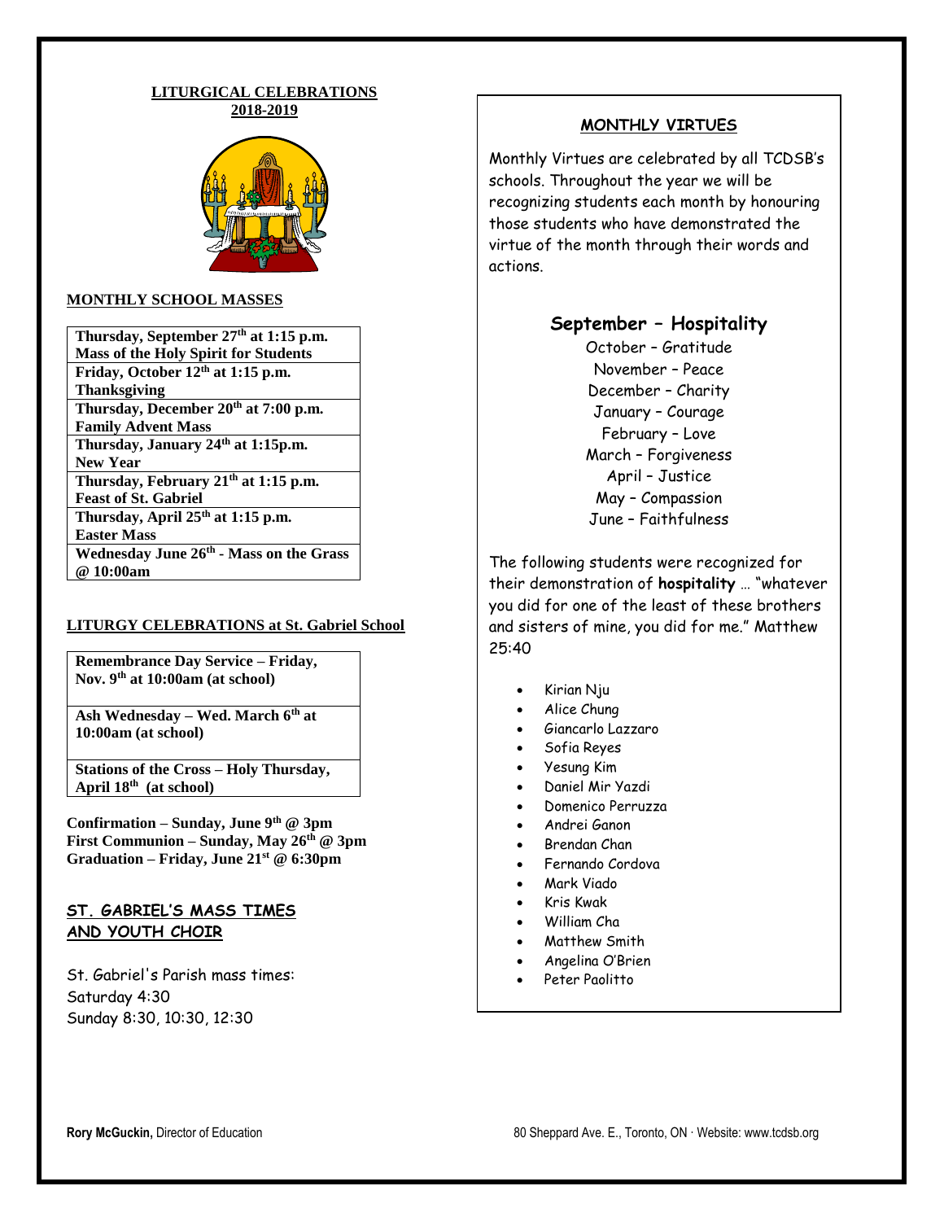## LITURGICAL CELEBRATIONS
## 2018-2019

### MONTHLY SCHOOL MASSES

| |
|---|
| **Thursday, September 27th at 1:15 p.m.** **Mass of the Holy Spirit for Students** |
| **Friday, October 12th at 1:15 p.m.** **Thanksgiving** |
| **Thursday, December 20th at 7:00 p.m.** **Family Advent Mass** |
| **Thursday, January 24th at 1:15p.m.** **New Year** |
| **Thursday, February 21st at 1:15 p.m.** **Feast of St. Gabriel** |
| **Thursday, April 25th at 1:15 p.m.** **Easter Mass** |
| **Wednesday June 26th - Mass on the Grass @ 10:00am** |

### LITURGY CELEBRATIONS at St. Gabriel School

| |
|---|
| **Remembrance Day Service – Friday, Nov. 9th at 10:00am (at school)** |
| **Ash Wednesday – Wed. March 6th at 10:00am (at school)** |
| **Stations of the Cross – Holy Thursday, April 18th (at school)** |

**Confirmation – Sunday, June 9th @ 3pm**
**First Communion – Sunday, May 26th @ 3pm**
**Graduation – Friday, June 21st @ 6:30pm**

### ST. GABRIEL'S MASS TIMES AND YOUTH CHOIR

St. Gabriel's Parish mass times:
Saturday 4:30
Sunday 8:30, 10:30, 12:30

### MONTHLY VIRTUES

Monthly Virtues are celebrated by all TCDSB's schools. Throughout the year we will be recognizing students each month by honouring those students who have demonstrated the virtue of the month through their words and actions.

**September – Hospitality**
October – Gratitude
November – Peace
December – Charity
January – Courage
February – Love
March – Forgiveness
April – Justice
May – Compassion
June – Faithfulness

The following students were recognized for their demonstration of **hospitality** … "whatever you did for one of the least of these brothers and sisters of mine, you did for me." Matthew 25:40

- Kirian Nju
- Alice Chung
- Giancarlo Lazzaro
- Sofia Reyes
- Yesung Kim
- Daniel Mir Yazdi
- Domenico Perruzza
- Andrei Ganon
- Brendan Chan
- Fernando Cordova
- Mark Viado
- Kris Kwak
- William Cha
- Matthew Smith
- Angelina O'Brien
- Peter Paolitto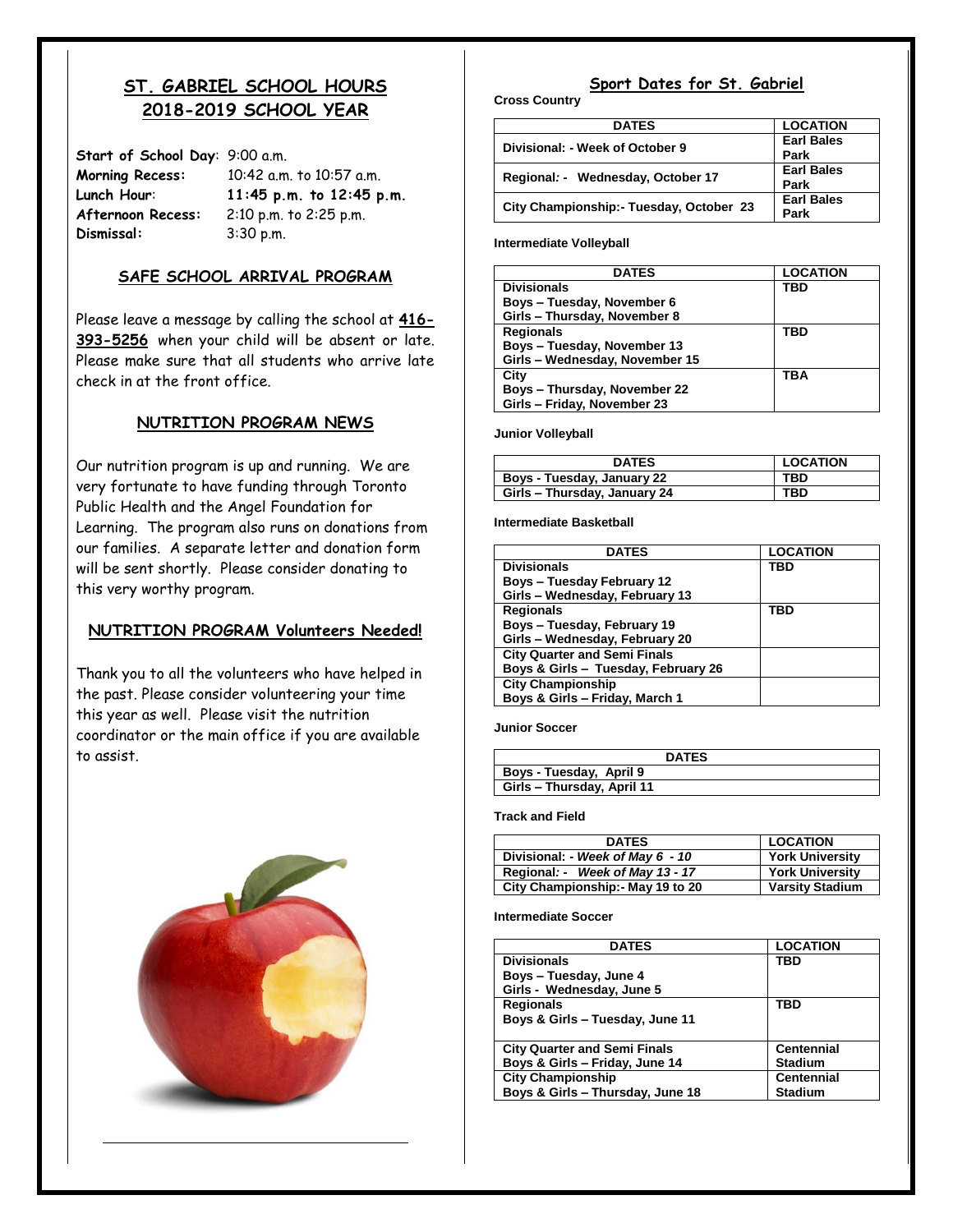## ST. GABRIEL SCHOOL HOURS 2018-2019 SCHOOL YEAR

**Start of School Day**: 9:00 a.m.
**Morning Recess:** 10:42 a.m. to 10:57 a.m.
**Lunch Hour**: **11:45 p.m. to 12:45 p.m.**
**Afternoon Recess:** 2:10 p.m. to 2:25 p.m.
**Dismissal:** 3:30 p.m.

## SAFE SCHOOL ARRIVAL PROGRAM

Please leave a message by calling the school at **416-393-5256** when your child will be absent or late. Please make sure that all students who arrive late check in at the front office.

## NUTRITION PROGRAM NEWS

Our nutrition program is up and running. We are very fortunate to have funding through Toronto Public Health and the Angel Foundation for Learning. The program also runs on donations from our families. A separate letter and donation form will be sent shortly. Please consider donating to this very worthy program.

## NUTRITION PROGRAM Volunteers Needed!

Thank you to all the volunteers who have helped in the past. Please consider volunteering your time this year as well. Please visit the nutrition coordinator or the main office if you are available to assist.

## Sport Dates for St. Gabriel

**Cross Country**

| DATES | LOCATION |
|---|---|
| Divisional: - Week of October 9 | Earl Bales Park |
| Regional: - Wednesday, October 17 | Earl Bales Park |
| City Championship:- Tuesday, October 23 | Earl Bales Park |

**Intermediate Volleyball**

| DATES | LOCATION |
|---|---|
| Divisionals<br>Boys – Tuesday, November 6<br>Girls – Thursday, November 8 | TBD |
| Regionals<br>Boys – Tuesday, November 13<br>Girls – Wednesday, November 15 | TBD |
| City<br>Boys – Thursday, November 22<br>Girls – Friday, November 23 | TBA |

**Junior Volleyball**

| DATES | LOCATION |
|---|---|
| Boys - Tuesday, January 22 | TBD |
| Girls – Thursday, January 24 | TBD |

**Intermediate Basketball**

| DATES | LOCATION |
|---|---|
| Divisionals<br>Boys – Tuesday February 12<br>Girls – Wednesday, February 13 | TBD |
| Regionals<br>Boys – Tuesday, February 19<br>Girls – Wednesday, February 20 | TBD |
| City Quarter and Semi Finals<br>Boys & Girls – Tuesday, February 26 | |
| City Championship<br>Boys & Girls – Friday, March 1 | |

**Junior Soccer**

| DATES |
|---|
| Boys - Tuesday, April 9 |
| Girls – Thursday, April 11 |

**Track and Field**

| DATES | LOCATION |
|---|---|
| Divisional: - *Week of May 6 - 10* | York University |
| Regional: - *Week of May 13 - 17* | York University |
| City Championship:- May 19 to 20 | Varsity Stadium |

**Intermediate Soccer**

| DATES | LOCATION |
|---|---|
| Divisionals<br>Boys – Tuesday, June 4<br>Girls - Wednesday, June 5 | TBD |
| Regionals<br>Boys & Girls – Tuesday, June 11 | TBD |
| City Quarter and Semi Finals<br>Boys & Girls – Friday, June 14 | Centennial Stadium |
| City Championship<br>Boys & Girls – Thursday, June 18 | Centennial Stadium |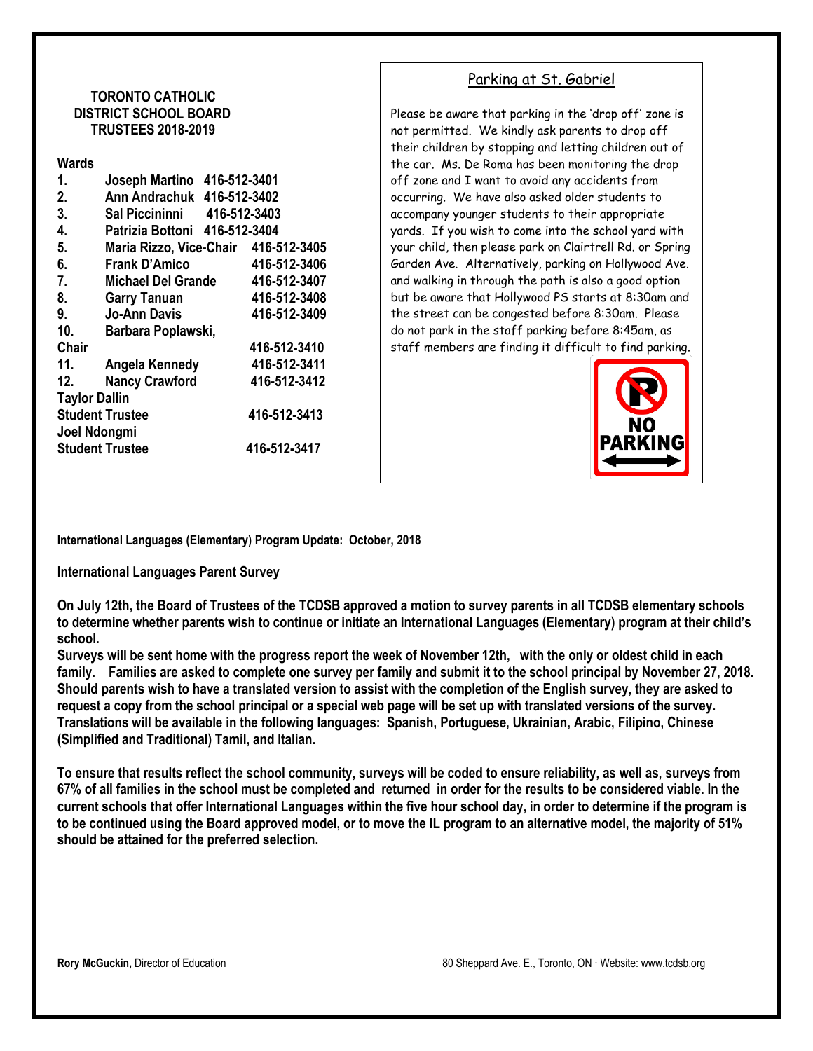**TORONTO CATHOLIC DISTRICT SCHOOL BOARD TRUSTEES 2018-2019**

**Wards**

| | | |
|---|---|---|
| **1.** | **Joseph Martino** | **416-512-3401** |
| **2.** | **Ann Andrachuk** | **416-512-3402** |
| **3.** | **Sal Piccininni** | **416-512-3403** |
| **4.** | **Patrizia Bottoni** | **416-512-3404** |
| **5.** | **Maria Rizzo, Vice-Chair** | **416-512-3405** |
| **6.** | **Frank D'Amico** | **416-512-3406** |
| **7.** | **Michael Del Grande** | **416-512-3407** |
| **8.** | **Garry Tanuan** | **416-512-3408** |
| **9.** | **Jo-Ann Davis** | **416-512-3409** |
| **10.** | **Barbara Poplawski, Chair** | **416-512-3410** |
| **11.** | **Angela Kennedy** | **416-512-3411** |
| **12.** | **Nancy Crawford** | **416-512-3412** |
| | **Taylor Dallin Student Trustee** | **416-512-3413** |
| | **Joel Ndongmi Student Trustee** | **416-512-3417** |

## Parking at St. Gabriel

Please be aware that parking in the 'drop off' zone is not permitted. We kindly ask parents to drop off their children by stopping and letting children out of the car. Ms. De Roma has been monitoring the drop off zone and I want to avoid any accidents from occurring. We have also asked older students to accompany younger students to their appropriate yards. If you wish to come into the school yard with your child, then please park on Clairtrell Rd. or Spring Garden Ave. Alternatively, parking on Hollywood Ave. and walking in through the path is also a good option but be aware that Hollywood PS starts at 8:30am and the street can be congested before 8:30am. Please do not park in the staff parking before 8:45am, as staff members are finding it difficult to find parking.

NO PARKING

**International Languages (Elementary) Program Update: October, 2018**

**International Languages Parent Survey**

**On July 12th, the Board of Trustees of the TCDSB approved a motion to survey parents in all TCDSB elementary schools to determine whether parents wish to continue or initiate an International Languages (Elementary) program at their child's school.**

**Surveys will be sent home with the progress report the week of November 12th, with the only or oldest child in each family. Families are asked to complete one survey per family and submit it to the school principal by November 27, 2018. Should parents wish to have a translated version to assist with the completion of the English survey, they are asked to request a copy from the school principal or a special web page will be set up with translated versions of the survey. Translations will be available in the following languages: Spanish, Portuguese, Ukrainian, Arabic, Filipino, Chinese (Simplified and Traditional) Tamil, and Italian.**

**To ensure that results reflect the school community, surveys will be coded to ensure reliability, as well as, surveys from 67% of all families in the school must be completed and returned in order for the results to be considered viable. In the current schools that offer International Languages within the five hour school day, in order to determine if the program is to be continued using the Board approved model, or to move the IL program to an alternative model, the majority of 51% should be attained for the preferred selection.**

**Rory McGuckin,** Director of Education

80 Sheppard Ave. E., Toronto, ON · Website: www.tcdsb.org